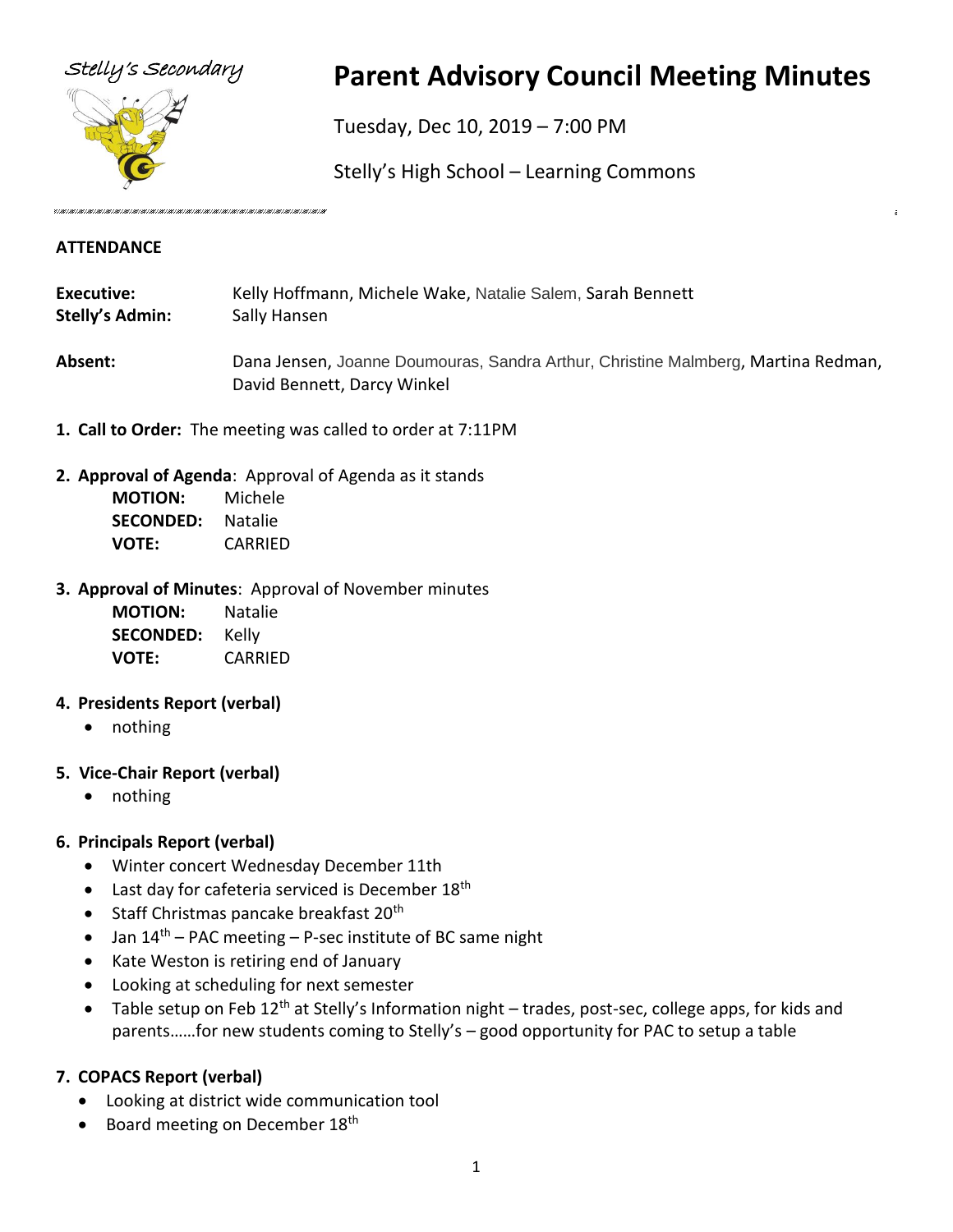Stelly's Secondary

# Parent Advisory Council Meeting Minutes

Tuesday, Dec 10, 2019 – 7:00 PM

Stelly's High School – Learning Commons

## ATTENDANCE

**Executive:** Kelly Hoffmann, Michele Wake, Natalie Salem, Sarah Bennett
**Stelly's Admin:** Sally Hansen

**Absent:** Dana Jensen, Joanne Doumouras, Sandra Arthur, Christine Malmberg, Martina Redman, David Bennett, Darcy Winkel

1. **Call to Order:** The meeting was called to order at 7:11PM

2. **Approval of Agenda**: Approval of Agenda as it stands
   **MOTION:** Michele
   **SECONDED:** Natalie
   **VOTE:** CARRIED

3. **Approval of Minutes**: Approval of November minutes
   **MOTION:** Natalie
   **SECONDED:** Kelly
   **VOTE:** CARRIED

4. **Presidents Report (verbal)**
   - nothing

5. **Vice-Chair Report (verbal)**
   - nothing

6. **Principals Report (verbal)**
   - Winter concert Wednesday December 11th
   - Last day for cafeteria serviced is December 18th
   - Staff Christmas pancake breakfast 20th
   - Jan 14th – PAC meeting – P-sec institute of BC same night
   - Kate Weston is retiring end of January
   - Looking at scheduling for next semester
   - Table setup on Feb 12th at Stelly's Information night – trades, post-sec, college apps, for kids and parents……for new students coming to Stelly's – good opportunity for PAC to setup a table

7. **COPACS Report (verbal)**
   - Looking at district wide communication tool
   - Board meeting on December 18th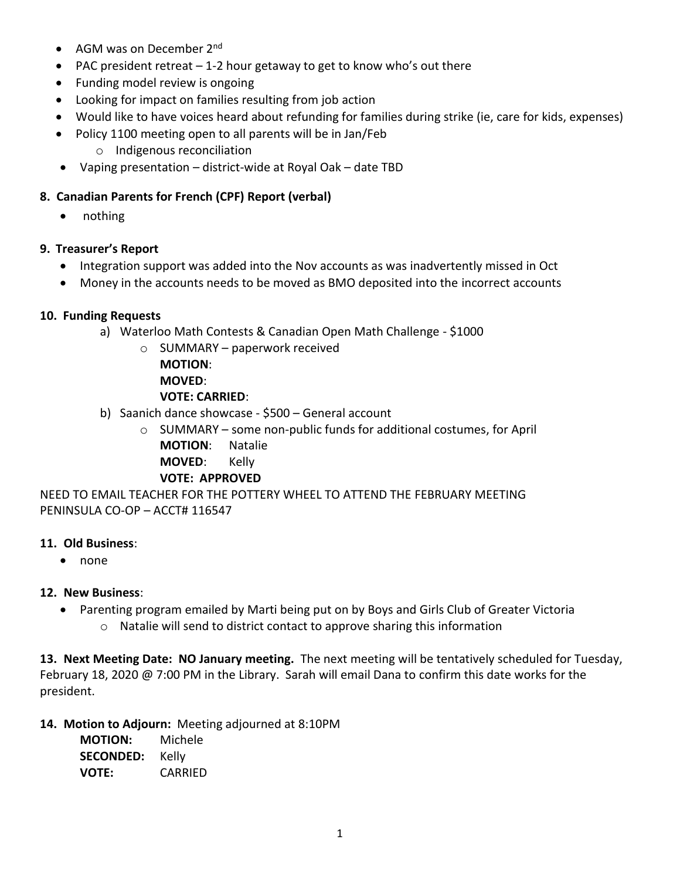- AGM was on December 2nd
- PAC president retreat – 1-2 hour getaway to get to know who's out there
- Funding model review is ongoing
- Looking for impact on families resulting from job action
- Would like to have voices heard about refunding for families during strike (ie, care for kids, expenses)
- Policy 1100 meeting open to all parents will be in Jan/Feb
  - Indigenous reconciliation
- Vaping presentation – district-wide at Royal Oak – date TBD

**8. Canadian Parents for French (CPF) Report (verbal)**

- nothing

**9. Treasurer's Report**

- Integration support was added into the Nov accounts as was inadvertently missed in Oct
- Money in the accounts needs to be moved as BMO deposited into the incorrect accounts

**10. Funding Requests**

a) Waterloo Math Contests & Canadian Open Math Challenge - $1000
   - SUMMARY – paperwork received
     **MOTION**:
     **MOVED**:
     **VOTE: CARRIED**:

b) Saanich dance showcase - $500 – General account
   - SUMMARY – some non-public funds for additional costumes, for April
     **MOTION**: Natalie
     **MOVED**: Kelly
     **VOTE: APPROVED**

NEED TO EMAIL TEACHER FOR THE POTTERY WHEEL TO ATTEND THE FEBRUARY MEETING
PENINSULA CO-OP – ACCT# 116547

**11. Old Business**:

- none

**12. New Business**:

- Parenting program emailed by Marti being put on by Boys and Girls Club of Greater Victoria
  - Natalie will send to district contact to approve sharing this information

**13. Next Meeting Date: NO January meeting.** The next meeting will be tentatively scheduled for Tuesday, February 18, 2020 @ 7:00 PM in the Library. Sarah will email Dana to confirm this date works for the president.

**14. Motion to Adjourn:** Meeting adjourned at 8:10PM

**MOTION:** Michele
**SECONDED:** Kelly
**VOTE:** CARRIED